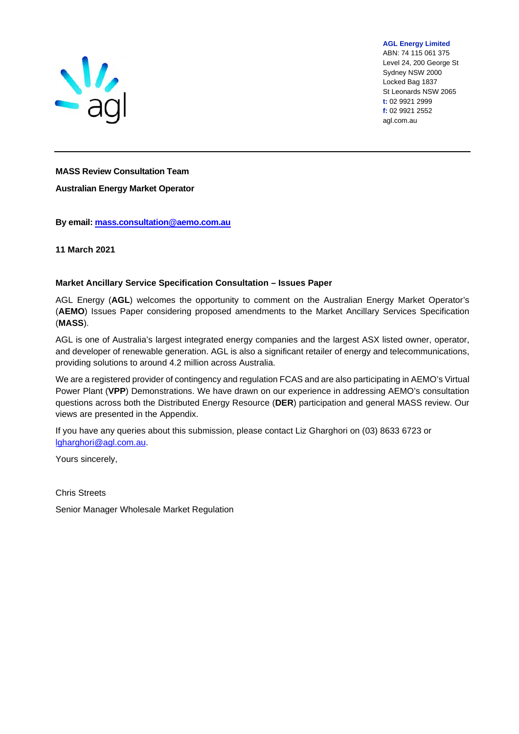**AGL Energy Limited**
ABN: 74 115 061 375
Level 24, 200 George St
Sydney NSW 2000
Locked Bag 1837
St Leonards NSW 2065
**t:** 02 9921 2999
**f:** 02 9921 2552
agl.com.au

**MASS Review Consultation Team**

**Australian Energy Market Operator**

**By email: mass.consultation@aemo.com.au**

**11 March 2021**

**Market Ancillary Service Specification Consultation – Issues Paper**

AGL Energy (**AGL**) welcomes the opportunity to comment on the Australian Energy Market Operator's (**AEMO**) Issues Paper considering proposed amendments to the Market Ancillary Services Specification (**MASS**).

AGL is one of Australia's largest integrated energy companies and the largest ASX listed owner, operator, and developer of renewable generation. AGL is also a significant retailer of energy and telecommunications, providing solutions to around 4.2 million across Australia.

We are a registered provider of contingency and regulation FCAS and are also participating in AEMO's Virtual Power Plant (**VPP**) Demonstrations. We have drawn on our experience in addressing AEMO's consultation questions across both the Distributed Energy Resource (**DER**) participation and general MASS review. Our views are presented in the Appendix.

If you have any queries about this submission, please contact Liz Gharghori on (03) 8633 6723 or lgharghori@agl.com.au.

Yours sincerely,

Chris Streets

Senior Manager Wholesale Market Regulation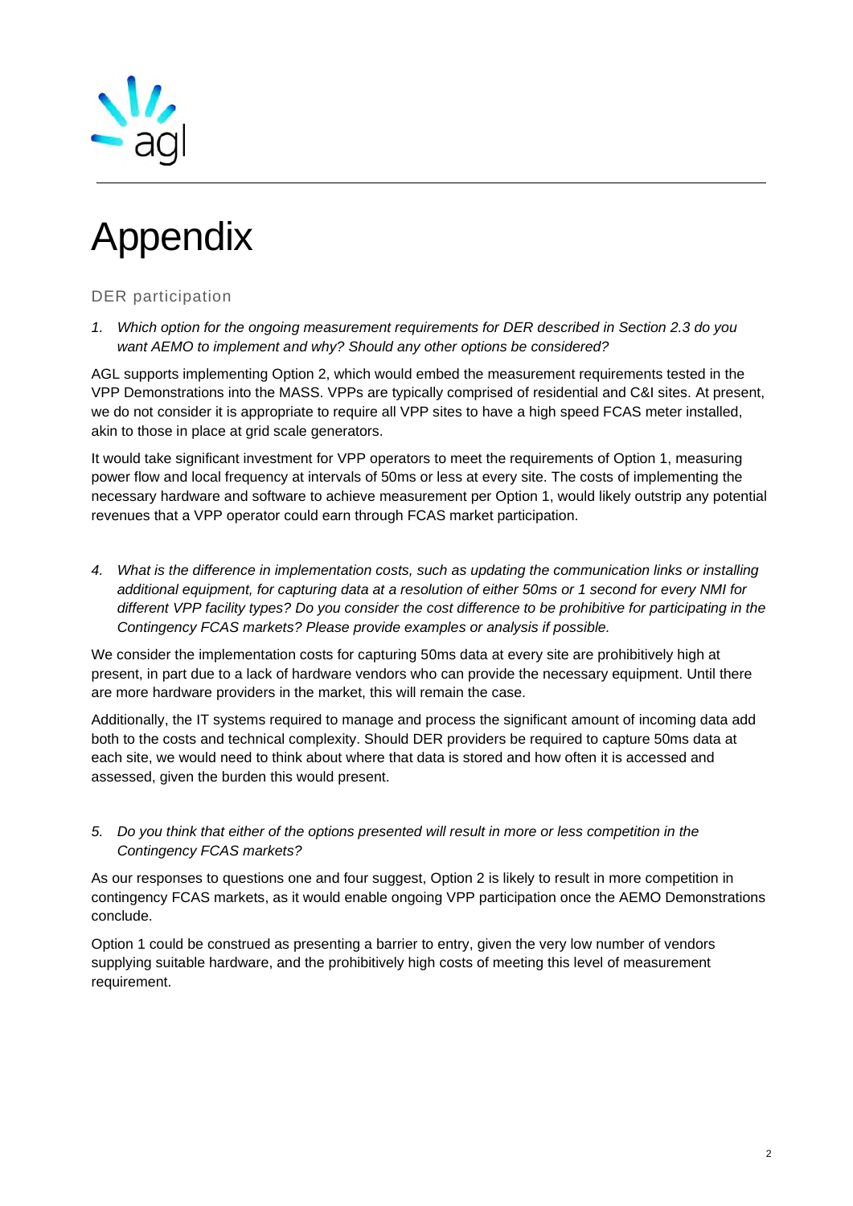# Appendix

## DER participation

*1. Which option for the ongoing measurement requirements for DER described in Section 2.3 do you want AEMO to implement and why? Should any other options be considered?*

AGL supports implementing Option 2, which would embed the measurement requirements tested in the VPP Demonstrations into the MASS. VPPs are typically comprised of residential and C&I sites. At present, we do not consider it is appropriate to require all VPP sites to have a high speed FCAS meter installed, akin to those in place at grid scale generators.

It would take significant investment for VPP operators to meet the requirements of Option 1, measuring power flow and local frequency at intervals of 50ms or less at every site. The costs of implementing the necessary hardware and software to achieve measurement per Option 1, would likely outstrip any potential revenues that a VPP operator could earn through FCAS market participation.

*4. What is the difference in implementation costs, such as updating the communication links or installing additional equipment, for capturing data at a resolution of either 50ms or 1 second for every NMI for different VPP facility types? Do you consider the cost difference to be prohibitive for participating in the Contingency FCAS markets? Please provide examples or analysis if possible.*

We consider the implementation costs for capturing 50ms data at every site are prohibitively high at present, in part due to a lack of hardware vendors who can provide the necessary equipment. Until there are more hardware providers in the market, this will remain the case.

Additionally, the IT systems required to manage and process the significant amount of incoming data add both to the costs and technical complexity. Should DER providers be required to capture 50ms data at each site, we would need to think about where that data is stored and how often it is accessed and assessed, given the burden this would present.

*5. Do you think that either of the options presented will result in more or less competition in the Contingency FCAS markets?*

As our responses to questions one and four suggest, Option 2 is likely to result in more competition in contingency FCAS markets, as it would enable ongoing VPP participation once the AEMO Demonstrations conclude.

Option 1 could be construed as presenting a barrier to entry, given the very low number of vendors supplying suitable hardware, and the prohibitively high costs of meeting this level of measurement requirement.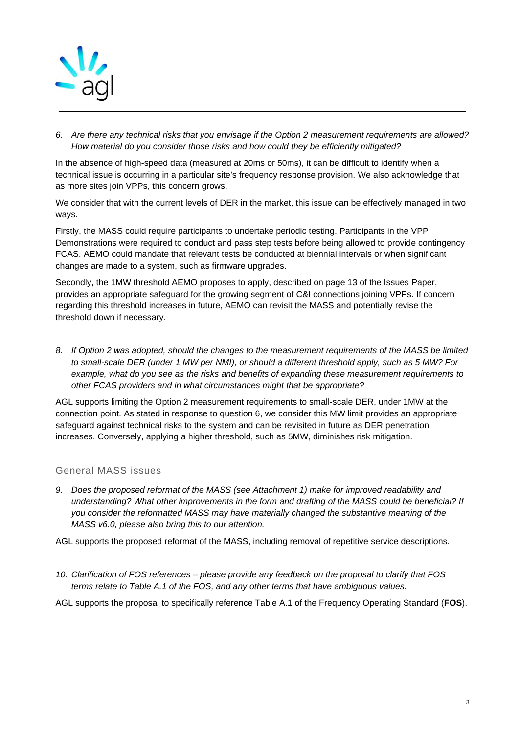*6. Are there any technical risks that you envisage if the Option 2 measurement requirements are allowed? How material do you consider those risks and how could they be efficiently mitigated?*

In the absence of high-speed data (measured at 20ms or 50ms), it can be difficult to identify when a technical issue is occurring in a particular site's frequency response provision. We also acknowledge that as more sites join VPPs, this concern grows.

We consider that with the current levels of DER in the market, this issue can be effectively managed in two ways.

Firstly, the MASS could require participants to undertake periodic testing. Participants in the VPP Demonstrations were required to conduct and pass step tests before being allowed to provide contingency FCAS. AEMO could mandate that relevant tests be conducted at biennial intervals or when significant changes are made to a system, such as firmware upgrades.

Secondly, the 1MW threshold AEMO proposes to apply, described on page 13 of the Issues Paper, provides an appropriate safeguard for the growing segment of C&I connections joining VPPs. If concern regarding this threshold increases in future, AEMO can revisit the MASS and potentially revise the threshold down if necessary.

*8. If Option 2 was adopted, should the changes to the measurement requirements of the MASS be limited to small-scale DER (under 1 MW per NMI), or should a different threshold apply, such as 5 MW? For example, what do you see as the risks and benefits of expanding these measurement requirements to other FCAS providers and in what circumstances might that be appropriate?*

AGL supports limiting the Option 2 measurement requirements to small-scale DER, under 1MW at the connection point. As stated in response to question 6, we consider this MW limit provides an appropriate safeguard against technical risks to the system and can be revisited in future as DER penetration increases. Conversely, applying a higher threshold, such as 5MW, diminishes risk mitigation.

## General MASS issues

*9. Does the proposed reformat of the MASS (see Attachment 1) make for improved readability and understanding? What other improvements in the form and drafting of the MASS could be beneficial? If you consider the reformatted MASS may have materially changed the substantive meaning of the MASS v6.0, please also bring this to our attention.*

AGL supports the proposed reformat of the MASS, including removal of repetitive service descriptions.

*10. Clarification of FOS references – please provide any feedback on the proposal to clarify that FOS terms relate to Table A.1 of the FOS, and any other terms that have ambiguous values.*

AGL supports the proposal to specifically reference Table A.1 of the Frequency Operating Standard (**FOS**).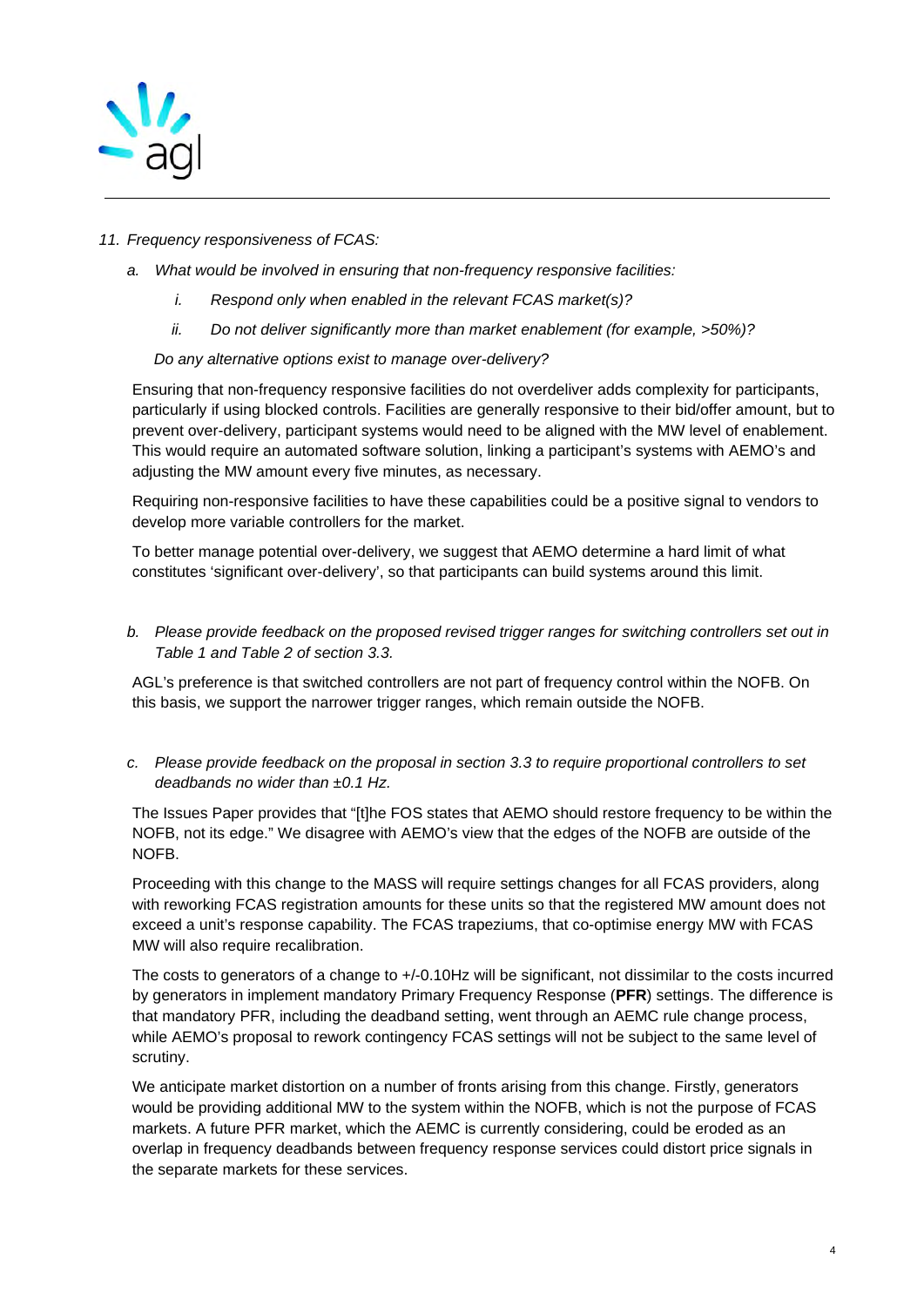*11. Frequency responsiveness of FCAS:*

*a. What would be involved in ensuring that non-frequency responsive facilities:*

*i. Respond only when enabled in the relevant FCAS market(s)?*

*ii. Do not deliver significantly more than market enablement (for example, >50%)?*

*Do any alternative options exist to manage over-delivery?*

Ensuring that non-frequency responsive facilities do not overdeliver adds complexity for participants, particularly if using blocked controls. Facilities are generally responsive to their bid/offer amount, but to prevent over-delivery, participant systems would need to be aligned with the MW level of enablement. This would require an automated software solution, linking a participant's systems with AEMO's and adjusting the MW amount every five minutes, as necessary.

Requiring non-responsive facilities to have these capabilities could be a positive signal to vendors to develop more variable controllers for the market.

To better manage potential over-delivery, we suggest that AEMO determine a hard limit of what constitutes 'significant over-delivery', so that participants can build systems around this limit.

*b. Please provide feedback on the proposed revised trigger ranges for switching controllers set out in Table 1 and Table 2 of section 3.3.*

AGL's preference is that switched controllers are not part of frequency control within the NOFB. On this basis, we support the narrower trigger ranges, which remain outside the NOFB.

*c. Please provide feedback on the proposal in section 3.3 to require proportional controllers to set deadbands no wider than ±0.1 Hz.*

The Issues Paper provides that "[t]he FOS states that AEMO should restore frequency to be within the NOFB, not its edge." We disagree with AEMO's view that the edges of the NOFB are outside of the NOFB.

Proceeding with this change to the MASS will require settings changes for all FCAS providers, along with reworking FCAS registration amounts for these units so that the registered MW amount does not exceed a unit's response capability. The FCAS trapeziums, that co-optimise energy MW with FCAS MW will also require recalibration.

The costs to generators of a change to +/-0.10Hz will be significant, not dissimilar to the costs incurred by generators in implement mandatory Primary Frequency Response (**PFR**) settings. The difference is that mandatory PFR, including the deadband setting, went through an AEMC rule change process, while AEMO's proposal to rework contingency FCAS settings will not be subject to the same level of scrutiny.

We anticipate market distortion on a number of fronts arising from this change. Firstly, generators would be providing additional MW to the system within the NOFB, which is not the purpose of FCAS markets. A future PFR market, which the AEMC is currently considering, could be eroded as an overlap in frequency deadbands between frequency response services could distort price signals in the separate markets for these services.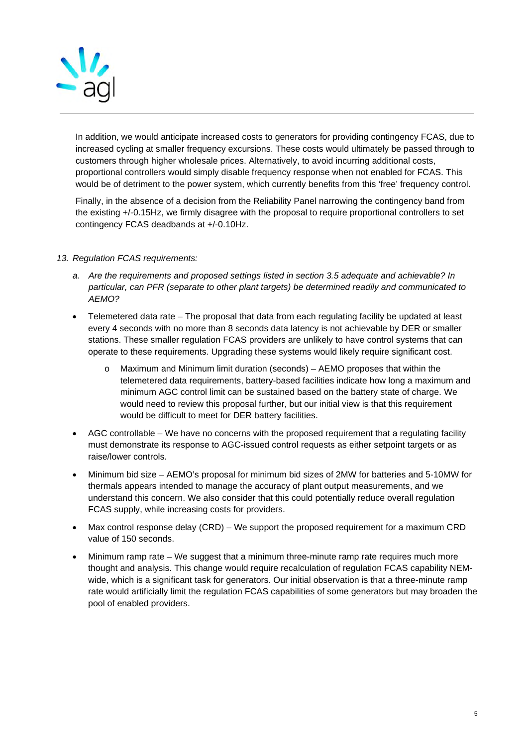In addition, we would anticipate increased costs to generators for providing contingency FCAS, due to increased cycling at smaller frequency excursions. These costs would ultimately be passed through to customers through higher wholesale prices. Alternatively, to avoid incurring additional costs, proportional controllers would simply disable frequency response when not enabled for FCAS. This would be of detriment to the power system, which currently benefits from this 'free' frequency control.

Finally, in the absence of a decision from the Reliability Panel narrowing the contingency band from the existing +/-0.15Hz, we firmly disagree with the proposal to require proportional controllers to set contingency FCAS deadbands at +/-0.10Hz.

*13. Regulation FCAS requirements:*

*a. Are the requirements and proposed settings listed in section 3.5 adequate and achievable? In particular, can PFR (separate to other plant targets) be determined readily and communicated to AEMO?*

- Telemetered data rate – The proposal that data from each regulating facility be updated at least every 4 seconds with no more than 8 seconds data latency is not achievable by DER or smaller stations. These smaller regulation FCAS providers are unlikely to have control systems that can operate to these requirements. Upgrading these systems would likely require significant cost.
  - Maximum and Minimum limit duration (seconds) – AEMO proposes that within the telemetered data requirements, battery-based facilities indicate how long a maximum and minimum AGC control limit can be sustained based on the battery state of charge. We would need to review this proposal further, but our initial view is that this requirement would be difficult to meet for DER battery facilities.
- AGC controllable – We have no concerns with the proposed requirement that a regulating facility must demonstrate its response to AGC-issued control requests as either setpoint targets or as raise/lower controls.
- Minimum bid size – AEMO's proposal for minimum bid sizes of 2MW for batteries and 5-10MW for thermals appears intended to manage the accuracy of plant output measurements, and we understand this concern. We also consider that this could potentially reduce overall regulation FCAS supply, while increasing costs for providers.
- Max control response delay (CRD) – We support the proposed requirement for a maximum CRD value of 150 seconds.
- Minimum ramp rate – We suggest that a minimum three-minute ramp rate requires much more thought and analysis. This change would require recalculation of regulation FCAS capability NEM-wide, which is a significant task for generators. Our initial observation is that a three-minute ramp rate would artificially limit the regulation FCAS capabilities of some generators but may broaden the pool of enabled providers.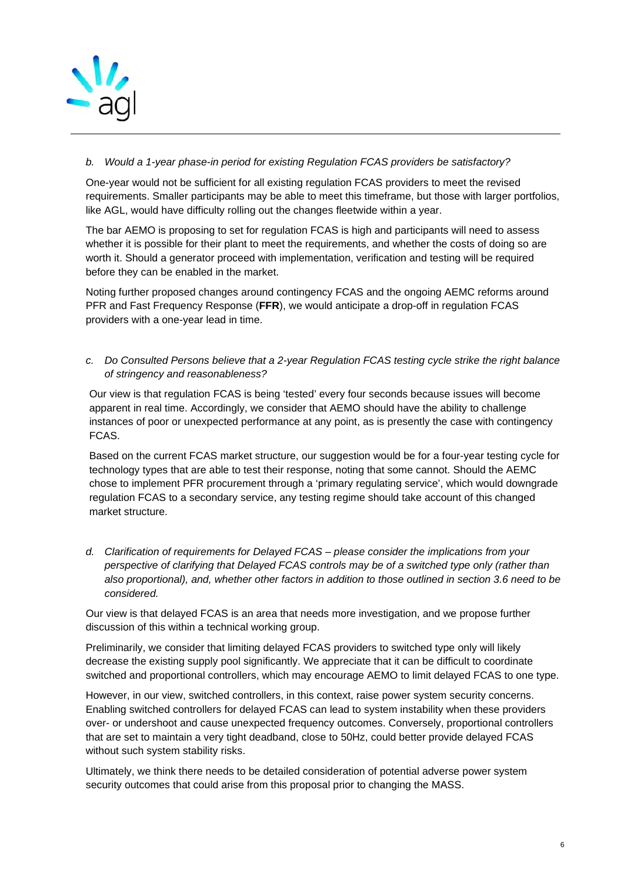*b. Would a 1-year phase-in period for existing Regulation FCAS providers be satisfactory?*

One-year would not be sufficient for all existing regulation FCAS providers to meet the revised requirements. Smaller participants may be able to meet this timeframe, but those with larger portfolios, like AGL, would have difficulty rolling out the changes fleetwide within a year.

The bar AEMO is proposing to set for regulation FCAS is high and participants will need to assess whether it is possible for their plant to meet the requirements, and whether the costs of doing so are worth it. Should a generator proceed with implementation, verification and testing will be required before they can be enabled in the market.

Noting further proposed changes around contingency FCAS and the ongoing AEMC reforms around PFR and Fast Frequency Response (**FFR**), we would anticipate a drop-off in regulation FCAS providers with a one-year lead in time.

*c. Do Consulted Persons believe that a 2-year Regulation FCAS testing cycle strike the right balance of stringency and reasonableness?*

Our view is that regulation FCAS is being 'tested' every four seconds because issues will become apparent in real time. Accordingly, we consider that AEMO should have the ability to challenge instances of poor or unexpected performance at any point, as is presently the case with contingency FCAS.

Based on the current FCAS market structure, our suggestion would be for a four-year testing cycle for technology types that are able to test their response, noting that some cannot. Should the AEMC chose to implement PFR procurement through a 'primary regulating service', which would downgrade regulation FCAS to a secondary service, any testing regime should take account of this changed market structure.

*d. Clarification of requirements for Delayed FCAS – please consider the implications from your perspective of clarifying that Delayed FCAS controls may be of a switched type only (rather than also proportional), and, whether other factors in addition to those outlined in section 3.6 need to be considered.*

Our view is that delayed FCAS is an area that needs more investigation, and we propose further discussion of this within a technical working group.

Preliminarily, we consider that limiting delayed FCAS providers to switched type only will likely decrease the existing supply pool significantly. We appreciate that it can be difficult to coordinate switched and proportional controllers, which may encourage AEMO to limit delayed FCAS to one type.

However, in our view, switched controllers, in this context, raise power system security concerns. Enabling switched controllers for delayed FCAS can lead to system instability when these providers over- or undershoot and cause unexpected frequency outcomes. Conversely, proportional controllers that are set to maintain a very tight deadband, close to 50Hz, could better provide delayed FCAS without such system stability risks.

Ultimately, we think there needs to be detailed consideration of potential adverse power system security outcomes that could arise from this proposal prior to changing the MASS.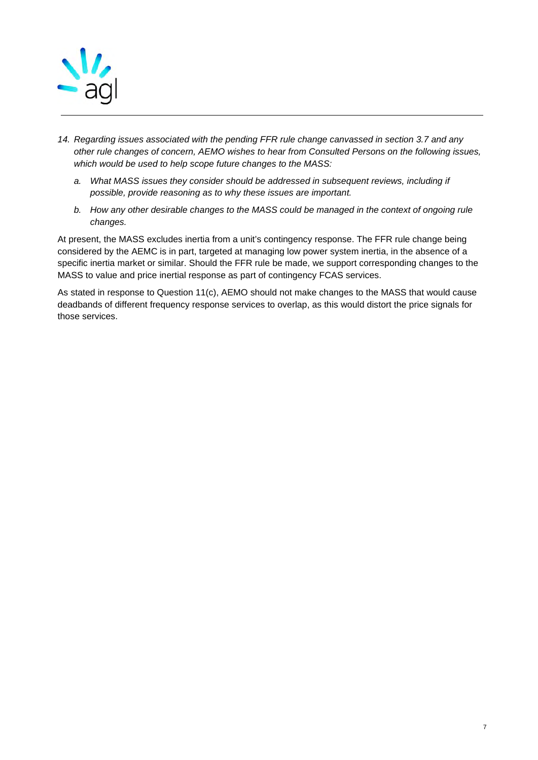*14. Regarding issues associated with the pending FFR rule change canvassed in section 3.7 and any other rule changes of concern, AEMO wishes to hear from Consulted Persons on the following issues, which would be used to help scope future changes to the MASS:*

*a. What MASS issues they consider should be addressed in subsequent reviews, including if possible, provide reasoning as to why these issues are important.*

*b. How any other desirable changes to the MASS could be managed in the context of ongoing rule changes.*

At present, the MASS excludes inertia from a unit's contingency response. The FFR rule change being considered by the AEMC is in part, targeted at managing low power system inertia, in the absence of a specific inertia market or similar. Should the FFR rule be made, we support corresponding changes to the MASS to value and price inertial response as part of contingency FCAS services.

As stated in response to Question 11(c), AEMO should not make changes to the MASS that would cause deadbands of different frequency response services to overlap, as this would distort the price signals for those services.